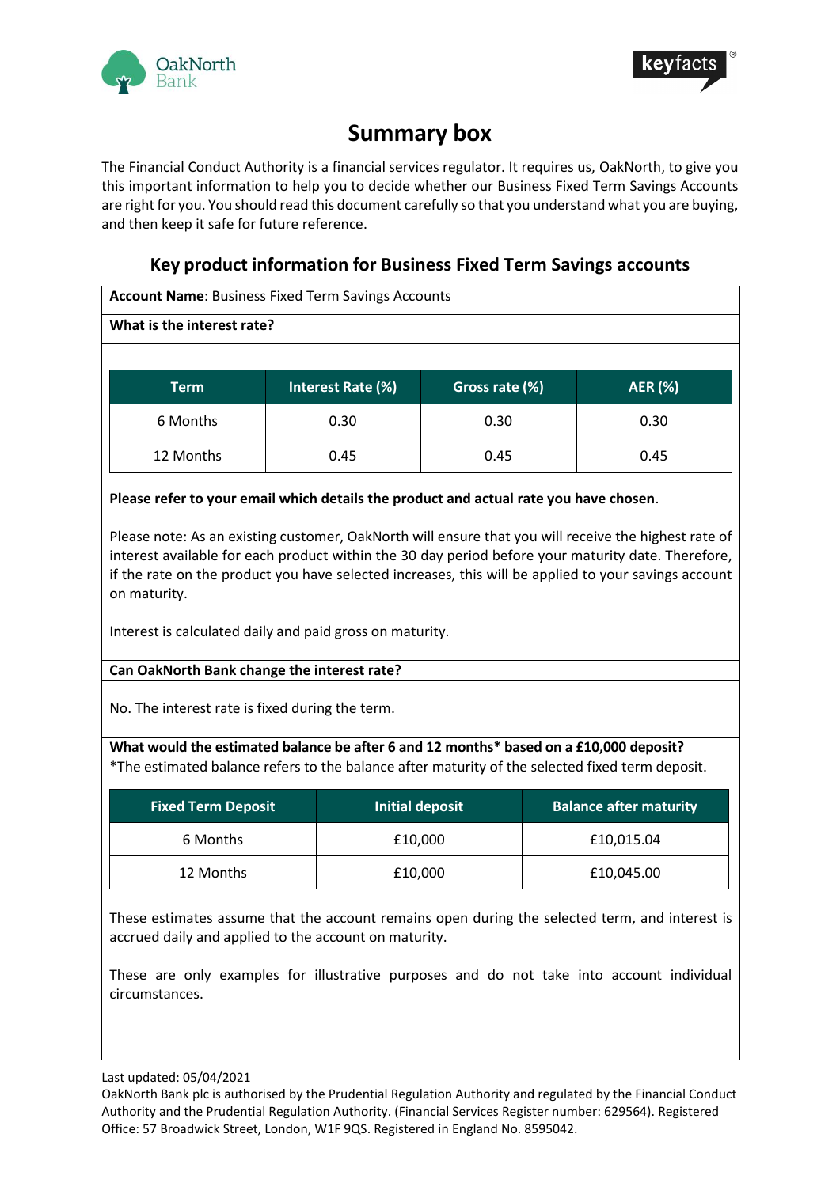# Summary box

The Financial Conduct Authority is a financial services regulator. It requires us, OakNorth, to give you this important information to help you to decide whether our Business Fixed Term Savings Accounts are right for you. You should read this document carefully so that you understand what you are buying, and then keep it safe for future reference.

## Key product information for Business Fixed Term Savings accounts

**Account Name**: Business Fixed Term Savings Accounts

**What is the interest rate?**

| Term | Interest Rate (%) | Gross rate (%) | AER (%) |
|---|---|---|---|
| 6 Months | 0.30 | 0.30 | 0.30 |
| 12 Months | 0.45 | 0.45 | 0.45 |

**Please refer to your email which details the product and actual rate you have chosen**.

Please note: As an existing customer, OakNorth will ensure that you will receive the highest rate of interest available for each product within the 30 day period before your maturity date. Therefore, if the rate on the product you have selected increases, this will be applied to your savings account on maturity.

Interest is calculated daily and paid gross on maturity.

**Can OakNorth Bank change the interest rate?**

No. The interest rate is fixed during the term.

**What would the estimated balance be after 6 and 12 months* based on a £10,000 deposit?**

*The estimated balance refers to the balance after maturity of the selected fixed term deposit.

| Fixed Term Deposit | Initial deposit | Balance after maturity |
|---|---|---|
| 6 Months | £10,000 | £10,015.04 |
| 12 Months | £10,000 | £10,045.00 |

These estimates assume that the account remains open during the selected term, and interest is accrued daily and applied to the account on maturity.

These are only examples for illustrative purposes and do not take into account individual circumstances.

Last updated: 05/04/2021

OakNorth Bank plc is authorised by the Prudential Regulation Authority and regulated by the Financial Conduct Authority and the Prudential Regulation Authority. (Financial Services Register number: 629564). Registered Office: 57 Broadwick Street, London, W1F 9QS. Registered in England No. 8595042.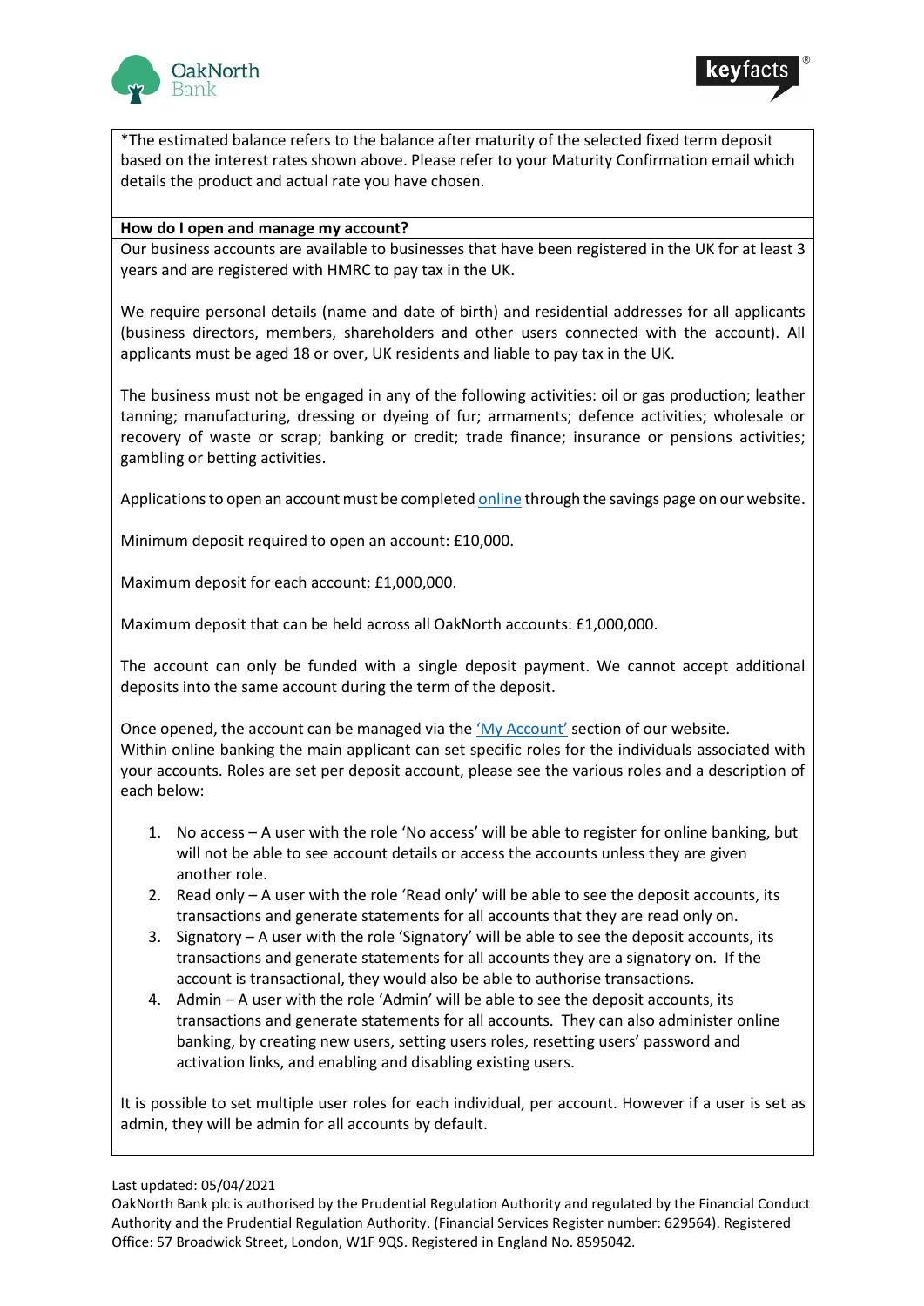*The estimated balance refers to the balance after maturity of the selected fixed term deposit based on the interest rates shown above. Please refer to your Maturity Confirmation email which details the product and actual rate you have chosen.

**How do I open and manage my account?**

Our business accounts are available to businesses that have been registered in the UK for at least 3 years and are registered with HMRC to pay tax in the UK.

We require personal details (name and date of birth) and residential addresses for all applicants (business directors, members, shareholders and other users connected with the account). All applicants must be aged 18 or over, UK residents and liable to pay tax in the UK.

The business must not be engaged in any of the following activities: oil or gas production; leather tanning; manufacturing, dressing or dyeing of fur; armaments; defence activities; wholesale or recovery of waste or scrap; banking or credit; trade finance; insurance or pensions activities; gambling or betting activities.

Applications to open an account must be completed online through the savings page on our website.

Minimum deposit required to open an account: £10,000.

Maximum deposit for each account: £1,000,000.

Maximum deposit that can be held across all OakNorth accounts: £1,000,000.

The account can only be funded with a single deposit payment. We cannot accept additional deposits into the same account during the term of the deposit.

Once opened, the account can be managed via the 'My Account' section of our website.
Within online banking the main applicant can set specific roles for the individuals associated with your accounts. Roles are set per deposit account, please see the various roles and a description of each below:

1. No access – A user with the role 'No access' will be able to register for online banking, but will not be able to see account details or access the accounts unless they are given another role.
2. Read only – A user with the role 'Read only' will be able to see the deposit accounts, its transactions and generate statements for all accounts that they are read only on.
3. Signatory – A user with the role 'Signatory' will be able to see the deposit accounts, its transactions and generate statements for all accounts they are a signatory on. If the account is transactional, they would also be able to authorise transactions.
4. Admin – A user with the role 'Admin' will be able to see the deposit accounts, its transactions and generate statements for all accounts. They can also administer online banking, by creating new users, setting users roles, resetting users' password and activation links, and enabling and disabling existing users.

It is possible to set multiple user roles for each individual, per account. However if a user is set as admin, they will be admin for all accounts by default.

Last updated: 05/04/2021
OakNorth Bank plc is authorised by the Prudential Regulation Authority and regulated by the Financial Conduct Authority and the Prudential Regulation Authority. (Financial Services Register number: 629564). Registered Office: 57 Broadwick Street, London, W1F 9QS. Registered in England No. 8595042.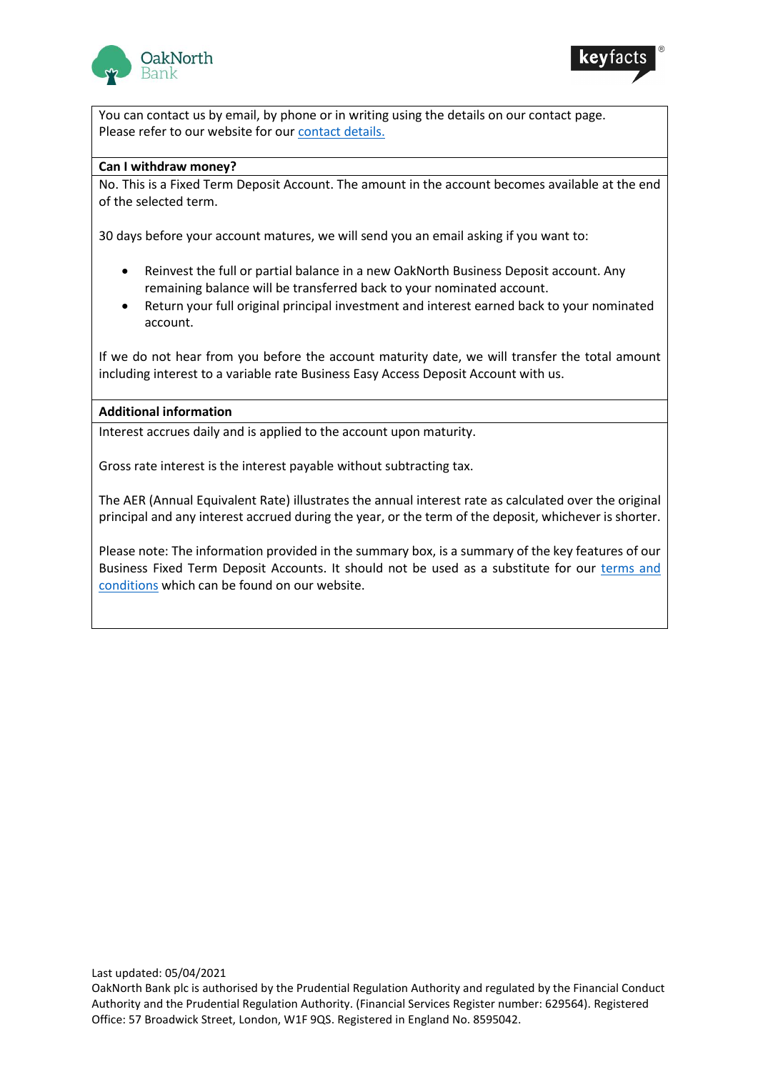You can contact us by email, by phone or in writing using the details on our contact page. Please refer to our website for our contact details.

**Can I withdraw money?**

No. This is a Fixed Term Deposit Account. The amount in the account becomes available at the end of the selected term.

30 days before your account matures, we will send you an email asking if you want to:

- Reinvest the full or partial balance in a new OakNorth Business Deposit account. Any remaining balance will be transferred back to your nominated account.
- Return your full original principal investment and interest earned back to your nominated account.

If we do not hear from you before the account maturity date, we will transfer the total amount including interest to a variable rate Business Easy Access Deposit Account with us.

**Additional information**

Interest accrues daily and is applied to the account upon maturity.

Gross rate interest is the interest payable without subtracting tax.

The AER (Annual Equivalent Rate) illustrates the annual interest rate as calculated over the original principal and any interest accrued during the year, or the term of the deposit, whichever is shorter.

Please note: The information provided in the summary box, is a summary of the key features of our Business Fixed Term Deposit Accounts. It should not be used as a substitute for our terms and conditions which can be found on our website.

Last updated: 05/04/2021

OakNorth Bank plc is authorised by the Prudential Regulation Authority and regulated by the Financial Conduct Authority and the Prudential Regulation Authority. (Financial Services Register number: 629564). Registered Office: 57 Broadwick Street, London, W1F 9QS. Registered in England No. 8595042.